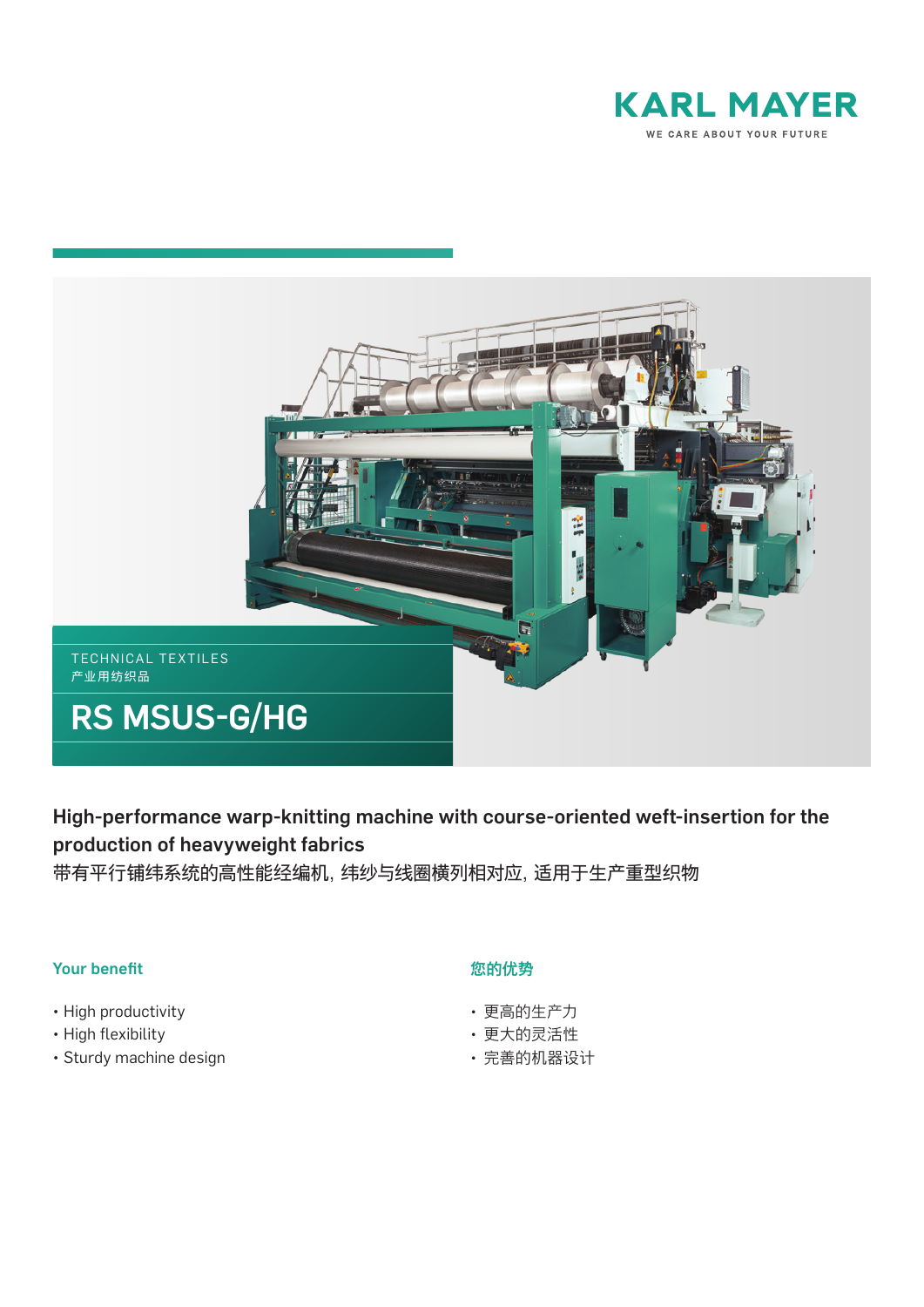KARL MAYER

WE CARE ABOUT YOUR FUTURE

TECHNICAL TEXTILES
产业用纺织品

# RS MSUS-G/HG

**High-performance warp-knitting machine with course-oriented weft-insertion for the production of heavyweight fabrics**

带有平行铺纬系统的高性能经编机, 纬纱与线圈横列相对应, 适用于生产重型织物

### Your benefit

- High productivity
- High flexibility
- Sturdy machine design

### 您的优势

- 更高的生产力
- 更大的灵活性
- 完善的机器设计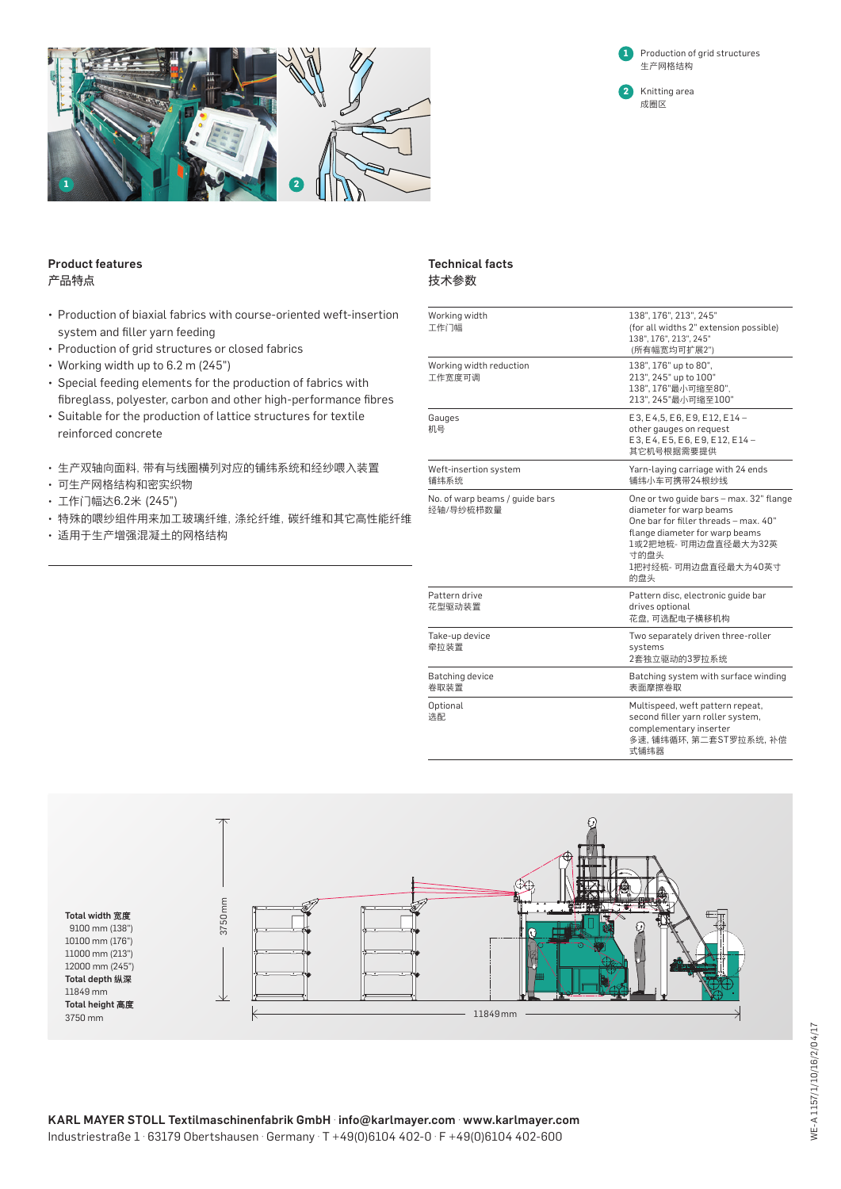1 Production of grid structures
生产网格结构

2 Knitting area
成圈区

## Product features
产品特点

- Production of biaxial fabrics with course-oriented weft-insertion system and filler yarn feeding
- Production of grid structures or closed fabrics
- Working width up to 6.2 m (245")
- Special feeding elements for the production of fabrics with fibreglass, polyester, carbon and other high-performance fibres
- Suitable for the production of lattice structures for textile reinforced concrete

- 生产双轴向面料, 带有与线圈横列对应的铺纬系统和经纱喂入装置
- 可生产网格结构和密实织物
- 工作门幅达6.2米 (245")
- 特殊的喂纱组件用来加工玻璃纤维, 涤纶纤维, 碳纤维和其它高性能纤维
- 适用于生产增强混凝土的网格结构

## Technical facts
技术参数

| | |
|---|---|
| Working width<br>工作门幅 | 138", 176", 213", 245"<br>(for all widths 2" extension possible)<br>138", 176", 213", 245"<br>(所有幅宽均可扩展2") |
| Working width reduction<br>工作宽度可调 | 138", 176" up to 80",<br>213", 245" up to 100"<br>138", 176"最小可缩至80",<br>213", 245"最小可缩至100" |
| Gauges<br>机号 | E 3, E 4,5, E 6, E 9, E 12, E 14 –<br>other gauges on request<br>E 3, E 4, E 5, E 6, E 9, E 12, E 14 –<br>其它机号根据需要提供 |
| Weft-insertion system<br>铺纬系统 | Yarn-laying carriage with 24 ends<br>铺纬小车可携带24根纱线 |
| No. of warp beams / guide bars<br>经轴/导纱梳栉数量 | One or two guide bars – max. 32" flange diameter for warp beams<br>One bar for filler threads – max. 40" flange diameter for warp beams<br>1或2把地梳- 可用边盘直径最大为32英寸的盘头<br>1把衬经梳- 可用边盘直径最大为40英寸的盘头 |
| Pattern drive<br>花型驱动装置 | Pattern disc, electronic guide bar drives optional<br>花盘, 可选配电子横移机构 |
| Take-up device<br>牵拉装置 | Two separately driven three-roller systems<br>2套独立驱动的3罗拉系统 |
| Batching device<br>卷取装置 | Batching system with surface winding<br>表面摩擦卷取 |
| Optional<br>选配 | Multispeed, weft pattern repeat, second filler yarn roller system, complementary inserter<br>多速, 铺纬循环, 第二套ST罗拉系统, 补偿式铺纬器 |

**Total width 宽度**
9100 mm (138")
10100 mm (176")
11000 mm (213")
12000 mm (245")
**Total depth 纵深**
11849 mm
**Total height 高度**
3750 mm

3750 mm

11849 mm

**KARL MAYER STOLL Textilmaschinenfabrik GmbH · info@karlmayer.com · www.karlmayer.com**
Industriestraße 1 · 63179 Obertshausen · Germany · T +49(0)6104 402-0 · F +49(0)6104 402-600

WE-A 1157/1/10/16/2/04/17